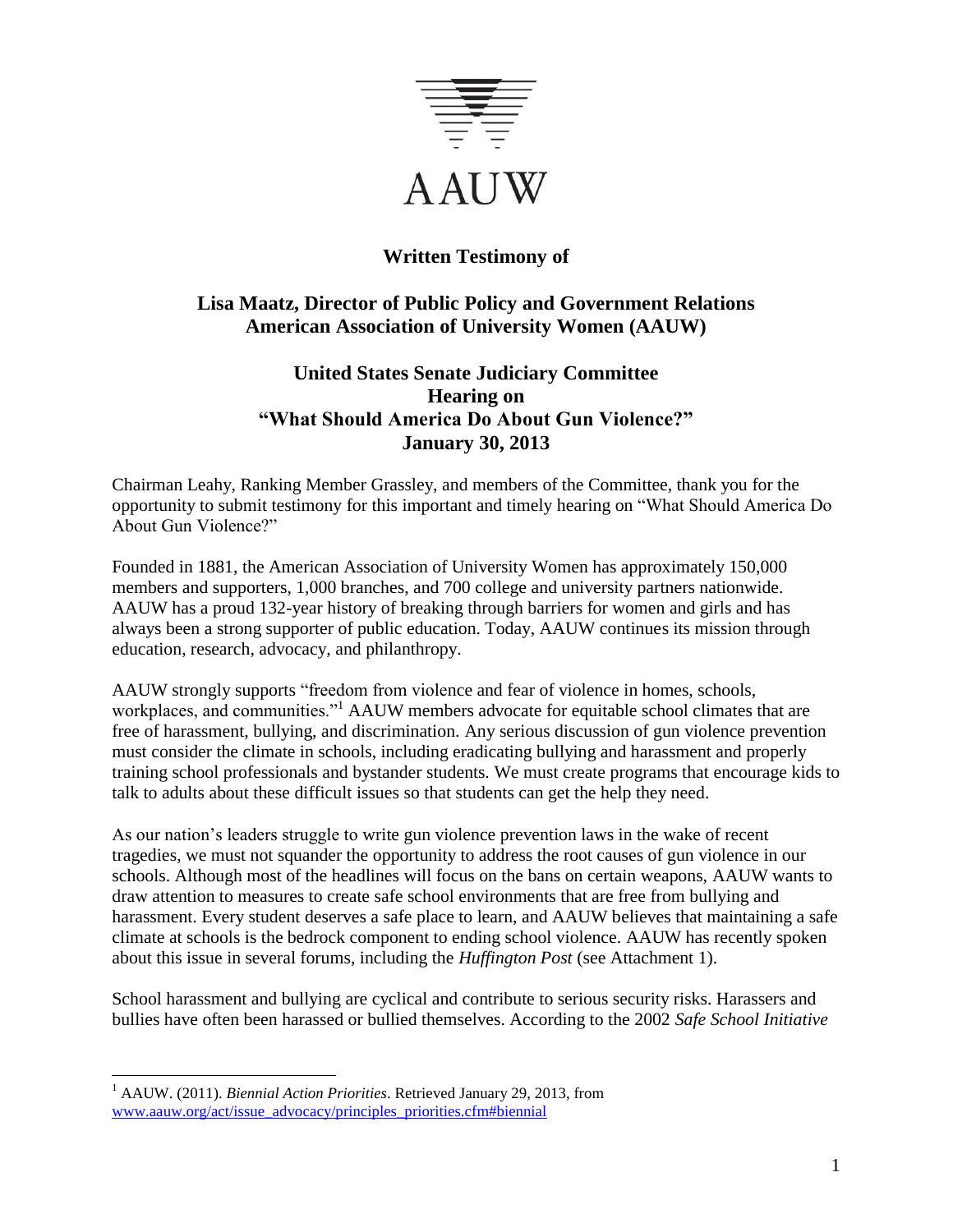AAUW

**Written Testimony of**

**Lisa Maatz, Director of Public Policy and Government Relations**
**American Association of University Women (AAUW)**

**United States Senate Judiciary Committee**
**Hearing on**
**"What Should America Do About Gun Violence?"**
**January 30, 2013**

Chairman Leahy, Ranking Member Grassley, and members of the Committee, thank you for the opportunity to submit testimony for this important and timely hearing on "What Should America Do About Gun Violence?"

Founded in 1881, the American Association of University Women has approximately 150,000 members and supporters, 1,000 branches, and 700 college and university partners nationwide. AAUW has a proud 132-year history of breaking through barriers for women and girls and has always been a strong supporter of public education. Today, AAUW continues its mission through education, research, advocacy, and philanthropy.

AAUW strongly supports "freedom from violence and fear of violence in homes, schools, workplaces, and communities."[1] AAUW members advocate for equitable school climates that are free of harassment, bullying, and discrimination. Any serious discussion of gun violence prevention must consider the climate in schools, including eradicating bullying and harassment and properly training school professionals and bystander students. We must create programs that encourage kids to talk to adults about these difficult issues so that students can get the help they need.

As our nation's leaders struggle to write gun violence prevention laws in the wake of recent tragedies, we must not squander the opportunity to address the root causes of gun violence in our schools. Although most of the headlines will focus on the bans on certain weapons, AAUW wants to draw attention to measures to create safe school environments that are free from bullying and harassment. Every student deserves a safe place to learn, and AAUW believes that maintaining a safe climate at schools is the bedrock component to ending school violence. AAUW has recently spoken about this issue in several forums, including the *Huffington Post* (see Attachment 1).

School harassment and bullying are cyclical and contribute to serious security risks. Harassers and bullies have often been harassed or bullied themselves. According to the 2002 *Safe School Initiative*

---

[1] AAUW. (2011). *Biennial Action Priorities*. Retrieved January 29, 2013, from www.aauw.org/act/issue_advocacy/principles_priorities.cfm#biennial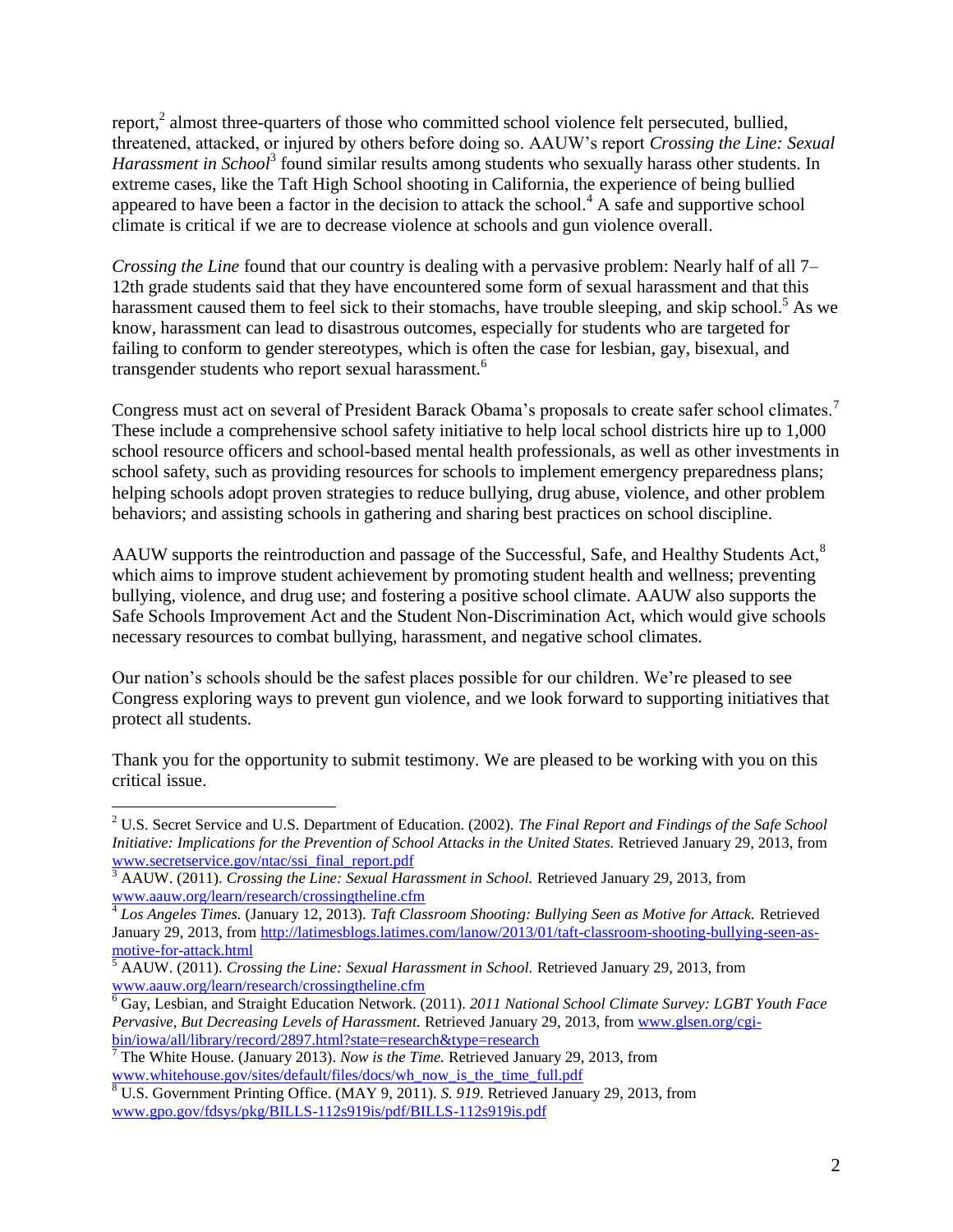report,[2] almost three-quarters of those who committed school violence felt persecuted, bullied, threatened, attacked, or injured by others before doing so. AAUW's report *Crossing the Line: Sexual Harassment in School*[3] found similar results among students who sexually harass other students. In extreme cases, like the Taft High School shooting in California, the experience of being bullied appeared to have been a factor in the decision to attack the school.[4] A safe and supportive school climate is critical if we are to decrease violence at schools and gun violence overall.

*Crossing the Line* found that our country is dealing with a pervasive problem: Nearly half of all 7–12th grade students said that they have encountered some form of sexual harassment and that this harassment caused them to feel sick to their stomachs, have trouble sleeping, and skip school.[5] As we know, harassment can lead to disastrous outcomes, especially for students who are targeted for failing to conform to gender stereotypes, which is often the case for lesbian, gay, bisexual, and transgender students who report sexual harassment.[6]

Congress must act on several of President Barack Obama's proposals to create safer school climates.[7] These include a comprehensive school safety initiative to help local school districts hire up to 1,000 school resource officers and school-based mental health professionals, as well as other investments in school safety, such as providing resources for schools to implement emergency preparedness plans; helping schools adopt proven strategies to reduce bullying, drug abuse, violence, and other problem behaviors; and assisting schools in gathering and sharing best practices on school discipline.

AAUW supports the reintroduction and passage of the Successful, Safe, and Healthy Students Act,[8] which aims to improve student achievement by promoting student health and wellness; preventing bullying, violence, and drug use; and fostering a positive school climate. AAUW also supports the Safe Schools Improvement Act and the Student Non-Discrimination Act, which would give schools necessary resources to combat bullying, harassment, and negative school climates.

Our nation's schools should be the safest places possible for our children. We're pleased to see Congress exploring ways to prevent gun violence, and we look forward to supporting initiatives that protect all students.

Thank you for the opportunity to submit testimony. We are pleased to be working with you on this critical issue.

---

[2] U.S. Secret Service and U.S. Department of Education. (2002). *The Final Report and Findings of the Safe School Initiative: Implications for the Prevention of School Attacks in the United States.* Retrieved January 29, 2013, from www.secretservice.gov/ntac/ssi_final_report.pdf

[3] AAUW. (2011). *Crossing the Line: Sexual Harassment in School.* Retrieved January 29, 2013, from www.aauw.org/learn/research/crossingtheline.cfm

[4] *Los Angeles Times.* (January 12, 2013). *Taft Classroom Shooting: Bullying Seen as Motive for Attack.* Retrieved January 29, 2013, from http://latimesblogs.latimes.com/lanow/2013/01/taft-classroom-shooting-bullying-seen-as-motive-for-attack.html

[5] AAUW. (2011). *Crossing the Line: Sexual Harassment in School.* Retrieved January 29, 2013, from www.aauw.org/learn/research/crossingtheline.cfm

[6] Gay, Lesbian, and Straight Education Network. (2011). *2011 National School Climate Survey: LGBT Youth Face Pervasive, But Decreasing Levels of Harassment.* Retrieved January 29, 2013, from www.glsen.org/cgi-bin/iowa/all/library/record/2897.html?state=research&type=research

[7] The White House. (January 2013). *Now is the Time.* Retrieved January 29, 2013, from www.whitehouse.gov/sites/default/files/docs/wh_now_is_the_time_full.pdf

[8] U.S. Government Printing Office. (MAY 9, 2011). *S. 919*. Retrieved January 29, 2013, from www.gpo.gov/fdsys/pkg/BILLS-112s919is/pdf/BILLS-112s919is.pdf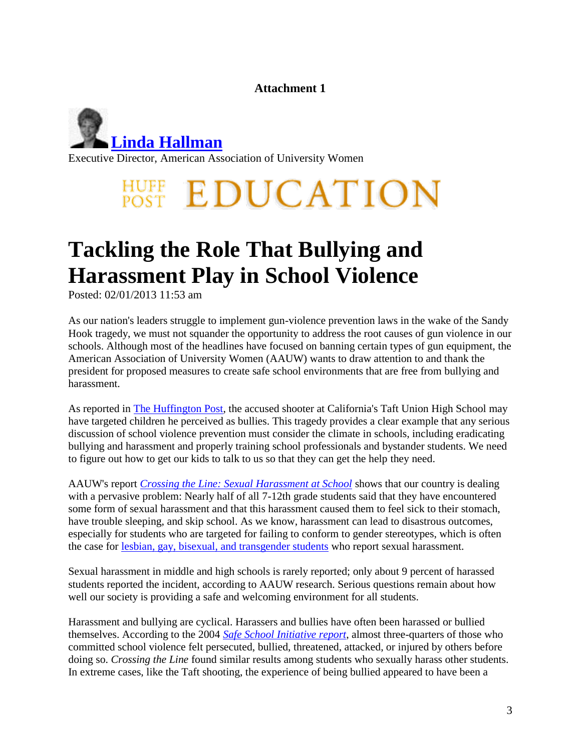**Attachment 1**

**Linda Hallman**

Executive Director, American Association of University Women

HUFF POST EDUCATION

# Tackling the Role That Bullying and Harassment Play in School Violence

Posted: 02/01/2013 11:53 am

As our nation's leaders struggle to implement gun-violence prevention laws in the wake of the Sandy Hook tragedy, we must not squander the opportunity to address the root causes of gun violence in our schools. Although most of the headlines have focused on banning certain types of gun equipment, the American Association of University Women (AAUW) wants to draw attention to and thank the president for proposed measures to create safe school environments that are free from bullying and harassment.

As reported in The Huffington Post, the accused shooter at California's Taft Union High School may have targeted children he perceived as bullies. This tragedy provides a clear example that any serious discussion of school violence prevention must consider the climate in schools, including eradicating bullying and harassment and properly training school professionals and bystander students. We need to figure out how to get our kids to talk to us so that they can get the help they need.

AAUW's report *Crossing the Line: Sexual Harassment at School* shows that our country is dealing with a pervasive problem: Nearly half of all 7-12th grade students said that they have encountered some form of sexual harassment and that this harassment caused them to feel sick to their stomach, have trouble sleeping, and skip school. As we know, harassment can lead to disastrous outcomes, especially for students who are targeted for failing to conform to gender stereotypes, which is often the case for lesbian, gay, bisexual, and transgender students who report sexual harassment.

Sexual harassment in middle and high schools is rarely reported; only about 9 percent of harassed students reported the incident, according to AAUW research. Serious questions remain about how well our society is providing a safe and welcoming environment for all students.

Harassment and bullying are cyclical. Harassers and bullies have often been harassed or bullied themselves. According to the 2004 *Safe School Initiative report*, almost three-quarters of those who committed school violence felt persecuted, bullied, threatened, attacked, or injured by others before doing so. *Crossing the Line* found similar results among students who sexually harass other students. In extreme cases, like the Taft shooting, the experience of being bullied appeared to have been a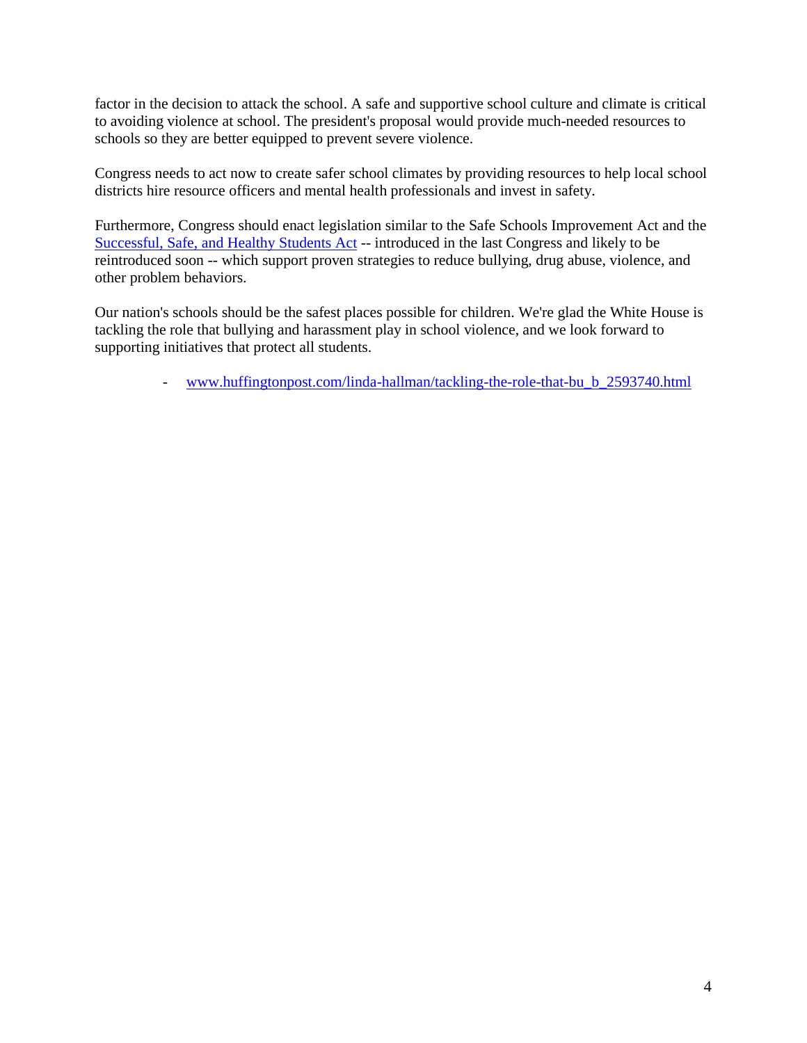factor in the decision to attack the school. A safe and supportive school culture and climate is critical to avoiding violence at school. The president's proposal would provide much-needed resources to schools so they are better equipped to prevent severe violence.

Congress needs to act now to create safer school climates by providing resources to help local school districts hire resource officers and mental health professionals and invest in safety.

Furthermore, Congress should enact legislation similar to the Safe Schools Improvement Act and the Successful, Safe, and Healthy Students Act -- introduced in the last Congress and likely to be reintroduced soon -- which support proven strategies to reduce bullying, drug abuse, violence, and other problem behaviors.

Our nation's schools should be the safest places possible for children. We're glad the White House is tackling the role that bullying and harassment play in school violence, and we look forward to supporting initiatives that protect all students.

- www.huffingtonpost.com/linda-hallman/tackling-the-role-that-bu_b_2593740.html